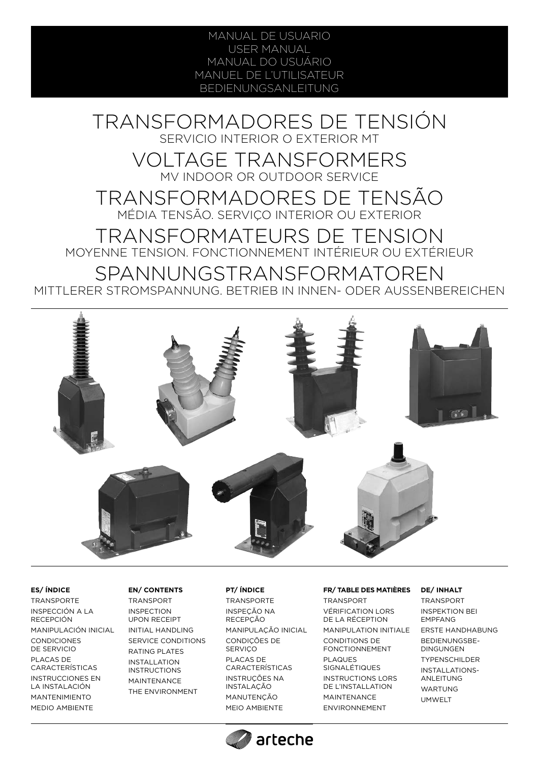MANUAL DE USUARIO
USER MANUAL
MANUAL DO USUÁRIO
MANUEL DE L'UTILISATEUR
BEDIENUNGSANLEITUNG

# TRANSFORMADORES DE TENSIÓN

SERVICIO INTERIOR O EXTERIOR MT

# VOLTAGE TRANSFORMERS

MV INDOOR OR OUTDOOR SERVICE

# TRANSFORMADORES DE TENSÃO

MÉDIA TENSÃO. SERVIÇO INTERIOR OU EXTERIOR

# TRANSFORMATEURS DE TENSION

MOYENNE TENSION. FONCTIONNEMENT INTÉRIEUR OU EXTÉRIEUR

# SPANNUNGSTRANSFORMATOREN

MITTLERER STROMSPANNUNG. BETRIEB IN INNEN- ODER AUSSENBEREICHEN

**ES/ ÍNDICE**

TRANSPORTE
INSPECCIÓN A LA RECEPCIÓN
MANIPULACIÓN INICIAL
CONDICIONES DE SERVICIO
PLACAS DE CARACTERÍSTICAS
INSTRUCCIONES EN LA INSTALACIÓN
MANTENIMIENTO
MEDIO AMBIENTE

**EN/ CONTENTS**

TRANSPORT
INSPECTION UPON RECEIPT
INITIAL HANDLING
SERVICE CONDITIONS
RATING PLATES
INSTALLATION INSTRUCTIONS
MAINTENANCE
THE ENVIRONMENT

**PT/ ÍNDICE**

TRANSPORTE
INSPEÇÃO NA RECEPÇÃO
MANIPULAÇÃO INICIAL
CONDIÇÕES DE SERVIÇO
PLACAS DE CARACTERÍSTICAS
INSTRUÇÕES NA INSTALAÇÃO
MANUTENÇÃO
MEIO AMBIENTE

**FR/ TABLE DES MATIÈRES**

TRANSPORT
VÉRIFICATION LORS DE LA RÉCEPTION
MANIPULATION INITIALE
CONDITIONS DE FONCTIONNEMENT
PLAQUES SIGNALÉTIQUES
INSTRUCTIONS LORS DE L'INSTALLATION
MAINTENANCE
ENVIRONNEMENT

**DE/ INHALT**

TRANSPORT
INSPEKTION BEI EMPFANG
ERSTE HANDHABUNG
BEDIENUNGSBEDINGUNGEN
TYPENSCHILDER
INSTALLATIONSANLEITUNG
WARTUNG
UMWELT

arteche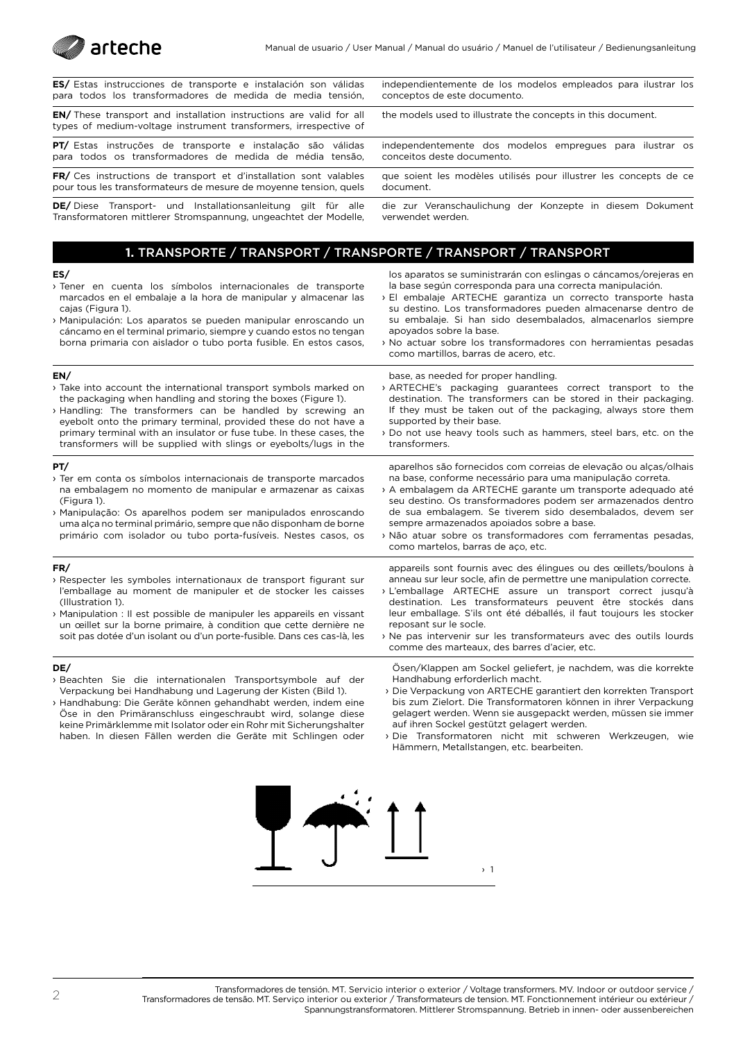**ES/** Estas instrucciones de transporte e instalación son válidas para todos los transformadores de medida de media tensión, independientemente de los modelos empleados para ilustrar los conceptos de este documento.

**EN/** These transport and installation instructions are valid for all types of medium-voltage instrument transformers, irrespective of the models used to illustrate the concepts in this document.

**PT/** Estas instruções de transporte e instalação são válidas para todos os transformadores de medida de média tensão, independentemente dos modelos empregues para ilustrar os conceitos deste documento.

**FR/** Ces instructions de transport et d'installation sont valables pour tous les transformateurs de mesure de moyenne tension, quels que soient les modèles utilisés pour illustrer les concepts de ce document.

**DE/** Diese Transport- und Installationsanleitung gilt für alle Transformatoren mittlerer Stromspannung, ungeachtet der Modelle, die zur Veranschaulichung der Konzepte in diesem Dokument verwendet werden.

## 1. TRANSPORTE / TRANSPORT / TRANSPORTE / TRANSPORT / TRANSPORT

**ES/**

› Tener en cuenta los símbolos internacionales de transporte marcados en el embalaje a la hora de manipular y almacenar las cajas (Figura 1).

› Manipulación: Los aparatos se pueden manipular enroscando un cáncamo en el terminal primario, siempre y cuando estos no tengan borna primaria con aislador o tubo porta fusible. En estos casos, los aparatos se suministrarán con eslingas o cáncamos/orejeras en la base según corresponda para una correcta manipulación.

› El embalaje ARTECHE garantiza un correcto transporte hasta su destino. Los transformadores pueden almacenarse dentro de su embalaje. Si han sido desembalados, almacenarlos siempre apoyados sobre la base.

› No actuar sobre los transformadores con herramientas pesadas como martillos, barras de acero, etc.

**EN/**

› Take into account the international transport symbols marked on the packaging when handling and storing the boxes (Figure 1).

› Handling: The transformers can be handled by screwing an eyebolt onto the primary terminal, provided these do not have a primary terminal with an insulator or fuse tube. In these cases, the transformers will be supplied with slings or eyebolts/lugs in the base, as needed for proper handling.

› ARTECHE's packaging guarantees correct transport to the destination. The transformers can be stored in their packaging. If they must be taken out of the packaging, always store them supported by their base.

› Do not use heavy tools such as hammers, steel bars, etc. on the transformers.

**PT/**

› Ter em conta os símbolos internacionais de transporte marcados na embalagem no momento de manipular e armazenar as caixas (Figura 1).

› Manipulação: Os aparelhos podem ser manipulados enroscando uma alça no terminal primário, sempre que não disponham de borne primário com isolador ou tubo porta-fusíveis. Nestes casos, os aparelhos são fornecidos com correias de elevação ou alças/olhais na base, conforme necessário para uma manipulação correta.

› A embalagem da ARTECHE garante um transporte adequado até seu destino. Os transformadores podem ser armazenados dentro de sua embalagem. Se tiverem sido desembalados, devem ser sempre armazenados apoiados sobre a base.

› Não atuar sobre os transformadores com ferramentas pesadas, como martelos, barras de aço, etc.

**FR/**

› Respecter les symboles internationaux de transport figurant sur l'emballage au moment de manipuler et de stocker les caisses (Illustration 1).

› Manipulation : Il est possible de manipuler les appareils en vissant un œillet sur la borne primaire, à condition que cette dernière ne soit pas dotée d'un isolant ou d'un porte-fusible. Dans ces cas-là, les appareils sont fournis avec des élingues ou des œillets/boulons à anneau sur leur socle, afin de permettre une manipulation correcte.

› L'emballage ARTECHE assure un transport correct jusqu'à destination. Les transformateurs peuvent être stockés dans leur emballage. S'ils ont été déballés, il faut toujours les stocker reposant sur le socle.

› Ne pas intervenir sur les transformateurs avec des outils lourds comme des marteaux, des barres d'acier, etc.

**DE/**

› Beachten Sie die internationalen Transportsymbole auf der Verpackung bei Handhabung und Lagerung der Kisten (Bild 1).

› Handhabung: Die Geräte können gehandhabt werden, indem eine Öse in den Primäranschluss eingeschraubt wird, solange diese keine Primärklemme mit Isolator oder ein Rohr mit Sicherungshalter haben. In diesen Fällen werden die Geräte mit Schlingen oder Ösen/Klappen am Sockel geliefert, je nachdem, was die korrekte Handhabung erforderlich macht.

› Die Verpackung von ARTECHE garantiert den korrekten Transport bis zum Zielort. Die Transformatoren können in ihrer Verpackung gelagert werden. Wenn sie ausgepackt werden, müssen sie immer auf ihren Sockel gestützt gelagert werden.

› Die Transformatoren nicht mit schweren Werkzeugen, wie Hämmern, Metallstangen, etc. bearbeiten.

› 1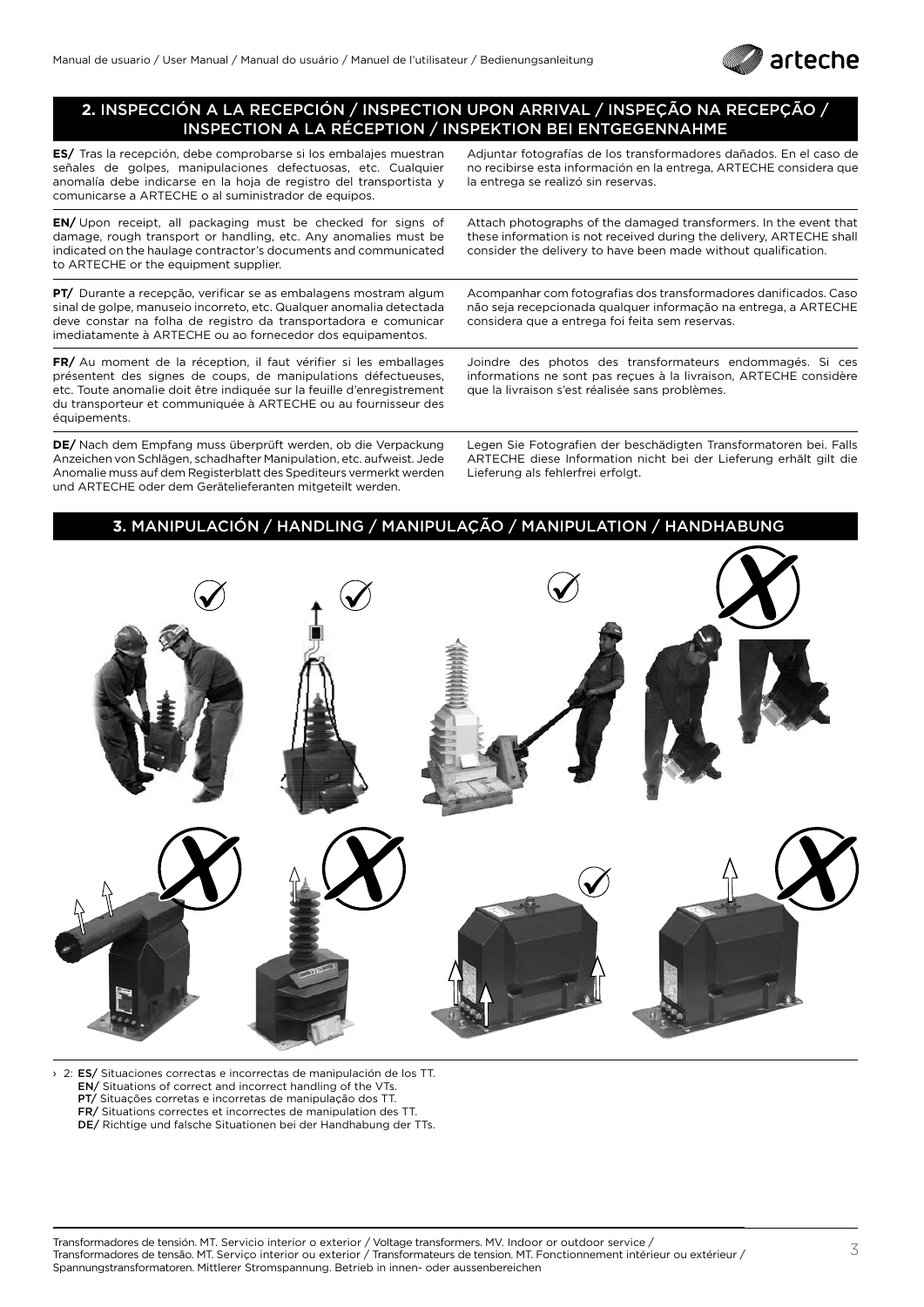## 2. INSPECCIÓN A LA RECEPCIÓN / INSPECTION UPON ARRIVAL / INSPEÇÃO NA RECEPÇÃO / INSPECTION A LA RÉCEPTION / INSPEKTION BEI ENTGEGENNAHME

**ES/** Tras la recepción, debe comprobarse si los embalajes muestran señales de golpes, manipulaciones defectuosas, etc. Cualquier anomalía debe indicarse en la hoja de registro del transportista y comunicarse a ARTECHE o al suministrador de equipos.

Adjuntar fotografías de los transformadores dañados. En el caso de no recibirse esta información en la entrega, ARTECHE considera que la entrega se realizó sin reservas.

**EN/** Upon receipt, all packaging must be checked for signs of damage, rough transport or handling, etc. Any anomalies must be indicated on the haulage contractor's documents and communicated to ARTECHE or the equipment supplier.

Attach photographs of the damaged transformers. In the event that these information is not received during the delivery, ARTECHE shall consider the delivery to have been made without qualification.

**PT/** Durante a recepção, verificar se as embalagens mostram algum sinal de golpe, manuseio incorreto, etc. Qualquer anomalia detectada deve constar na folha de registro da transportadora e comunicar imediatamente à ARTECHE ou ao fornecedor dos equipamentos.

Acompanhar com fotografias dos transformadores danificados. Caso não seja recepcionada qualquer informação na entrega, a ARTECHE considera que a entrega foi feita sem reservas.

**FR/** Au moment de la réception, il faut vérifier si les emballages présentent des signes de coups, de manipulations défectueuses, etc. Toute anomalie doit être indiquée sur la feuille d'enregistrement du transporteur et communiquée à ARTECHE ou au fournisseur des équipements.

Joindre des photos des transformateurs endommagés. Si ces informations ne sont pas reçues à la livraison, ARTECHE considère que la livraison s'est réalisée sans problèmes.

**DE/** Nach dem Empfang muss überprüft werden, ob die Verpackung Anzeichen von Schlägen, schadhafter Manipulation, etc. aufweist. Jede Anomalie muss auf dem Registerblatt des Spediteurs vermerkt werden und ARTECHE oder dem Gerätelieferanten mitgeteilt werden.

Legen Sie Fotografien der beschädigten Transformatoren bei. Falls ARTECHE diese Information nicht bei der Lieferung erhält gilt die Lieferung als fehlerfrei erfolgt.

## 3. MANIPULACIÓN / HANDLING / MANIPULAÇÃO / MANIPULATION / HANDHABUNG

› 2: **ES/** Situaciones correctas e incorrectas de manipulación de los TT.
**EN/** Situations of correct and incorrect handling of the VTs.
**PT/** Situações corretas e incorretas de manipulação dos TT.
**FR/** Situations correctes et incorrectes de manipulation des TT.
**DE/** Richtige und falsche Situationen bei der Handhabung der TTs.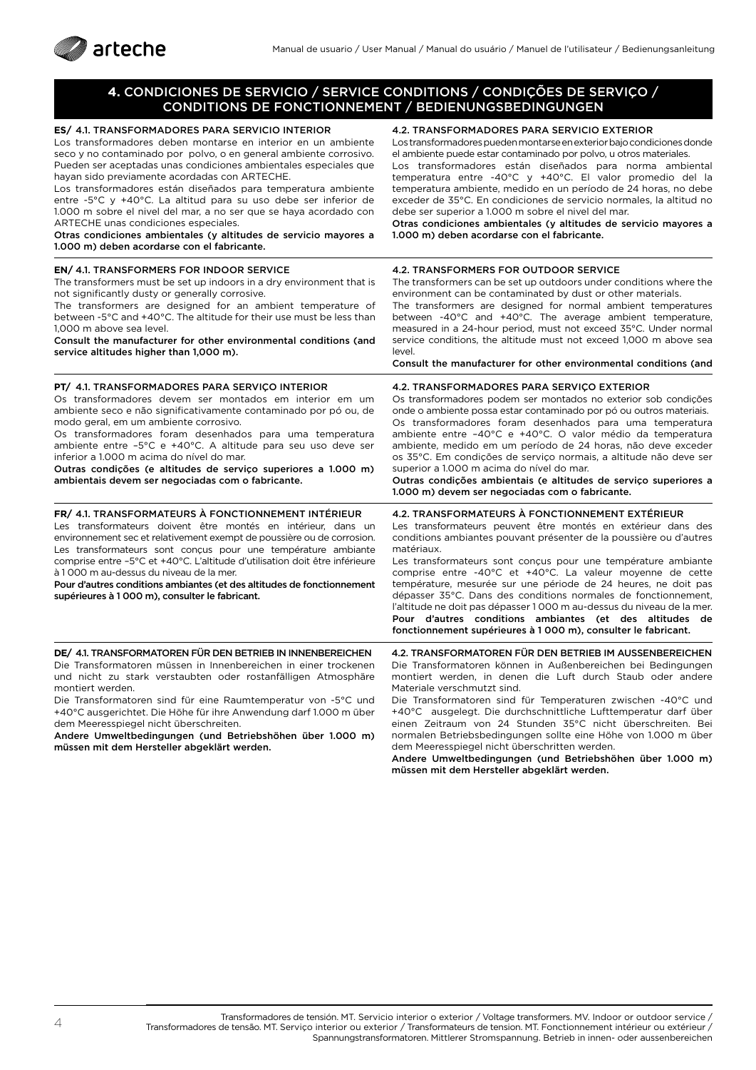# 4. CONDICIONES DE SERVICIO / SERVICE CONDITIONS / CONDIÇÕES DE SERVIÇO / CONDITIONS DE FONCTIONNEMENT / BEDIENUNGSBEDINGUNGEN

**ES/** 4.1. TRANSFORMADORES PARA SERVICIO INTERIOR

Los transformadores deben montarse en interior en un ambiente seco y no contaminado por polvo, o en general ambiente corrosivo. Pueden ser aceptadas unas condiciones ambientales especiales que hayan sido previamente acordadas con ARTECHE.

Los transformadores están diseñados para temperatura ambiente entre -5°C y +40°C. La altitud para su uso debe ser inferior de 1.000 m sobre el nivel del mar, a no ser que se haya acordado con ARTECHE unas condiciones especiales.

**Otras condiciones ambientales (y altitudes de servicio mayores a 1.000 m) deben acordarse con el fabricante.**

4.2. TRANSFORMADORES PARA SERVICIO EXTERIOR

Los transformadores pueden montarse en exterior bajo condiciones donde el ambiente puede estar contaminado por polvo, u otros materiales.

Los transformadores están diseñados para norma ambiental temperatura entre -40°C y +40°C. El valor promedio de la temperatura ambiente, medido en un período de 24 horas, no debe exceder de 35°C. En condiciones de servicio normales, la altitud no debe ser superior a 1.000 m sobre el nivel del mar.

**Otras condiciones ambientales (y altitudes de servicio mayores a 1.000 m) deben acordarse con el fabricante.**

**EN/** 4.1. TRANSFORMERS FOR INDOOR SERVICE

The transformers must be set up indoors in a dry environment that is not significantly dusty or generally corrosive.

The transformers are designed for an ambient temperature of between -5°C and +40°C. The altitude for their use must be less than 1,000 m above sea level.

**Consult the manufacturer for other environmental conditions (and service altitudes higher than 1,000 m).**

4.2. TRANSFORMERS FOR OUTDOOR SERVICE

The transformers can be set up outdoors under conditions where the environment can be contaminated by dust or other materials.

The transformers are designed for normal ambient temperatures between -40°C and +40°C. The average ambient temperature, measured in a 24-hour period, must not exceed 35°C. Under normal service conditions, the altitude must not exceed 1,000 m above sea level.

**Consult the manufacturer for other environmental conditions (and**

**PT/** 4.1. TRANSFORMADORES PARA SERVIÇO INTERIOR

Os transformadores devem ser montados em interior em um ambiente seco e não significativamente contaminado por pó ou, de modo geral, em um ambiente corrosivo.

Os transformadores foram desenhados para uma temperatura ambiente entre –5°C e +40°C. A altitude para seu uso deve ser inferior a 1.000 m acima do nível do mar.

**Outras condições (e altitudes de serviço superiores a 1.000 m) ambientais devem ser negociadas com o fabricante.**

4.2. TRANSFORMADORES PARA SERVIÇO EXTERIOR

Os transformadores podem ser montados no exterior sob condições onde o ambiente possa estar contaminado por pó ou outros materiais.

Os transformadores foram desenhados para uma temperatura ambiente entre –40°C e +40°C. O valor médio da temperatura ambiente, medido em um período de 24 horas, não deve exceder os 35°C. Em condições de serviço normais, a altitude não deve ser superior a 1.000 m acima do nível do mar.

**Outras condições ambientais (e altitudes de serviço superiores a 1.000 m) devem ser negociadas com o fabricante.**

**FR/** 4.1. TRANSFORMATEURS À FONCTIONNEMENT INTÉRIEUR

Les transformateurs doivent être montés en intérieur, dans un environnement sec et relativement exempt de poussière ou de corrosion.

Les transformateurs sont conçus pour une température ambiante comprise entre –5°C et +40°C. L'altitude d'utilisation doit être inférieure à 1 000 m au-dessus du niveau de la mer.

**Pour d'autres conditions ambiantes (et des altitudes de fonctionnement supérieures à 1 000 m), consulter le fabricant.**

4.2. TRANSFORMATEURS À FONCTIONNEMENT EXTÉRIEUR

Les transformateurs peuvent être montés en extérieur dans des conditions ambiantes pouvant présenter de la poussière ou d'autres matériaux.

Les transformateurs sont conçus pour une température ambiante comprise entre -40°C et +40°C. La valeur moyenne de cette température, mesurée sur une période de 24 heures, ne doit pas dépasser 35°C. Dans des conditions normales de fonctionnement, l'altitude ne doit pas dépasser 1 000 m au-dessus du niveau de la mer.

**Pour d'autres conditions ambiantes (et des altitudes de fonctionnement supérieures à 1 000 m), consulter le fabricant.**

**DE/** 4.1. TRANSFORMATOREN FÜR DEN BETRIEB IN INNENBEREICHEN

Die Transformatoren müssen in Innenbereichen in einer trockenen und nicht zu stark verstaubten oder rostanfälligen Atmosphäre montiert werden.

Die Transformatoren sind für eine Raumtemperatur von -5°C und +40°C ausgerichtet. Die Höhe für ihre Anwendung darf 1.000 m über dem Meeresspiegel nicht überschreiten.

**Andere Umweltbedingungen (und Betriebshöhen über 1.000 m) müssen mit dem Hersteller abgeklärt werden.**

4.2. TRANSFORMATOREN FÜR DEN BETRIEB IM AUSSENBEREICHEN

Die Transformatoren können in Außenbereichen bei Bedingungen montiert werden, in denen die Luft durch Staub oder andere Materiale verschmutzt sind.

Die Transformatoren sind für Temperaturen zwischen -40°C und +40°C ausgelegt. Die durchschnittliche Lufttemperatur darf über einen Zeitraum von 24 Stunden 35°C nicht überschreiten. Bei normalen Betriebsbedingungen sollte eine Höhe von 1.000 m über dem Meeresspiegel nicht überschritten werden.

**Andere Umweltbedingungen (und Betriebshöhen über 1.000 m) müssen mit dem Hersteller abgeklärt werden.**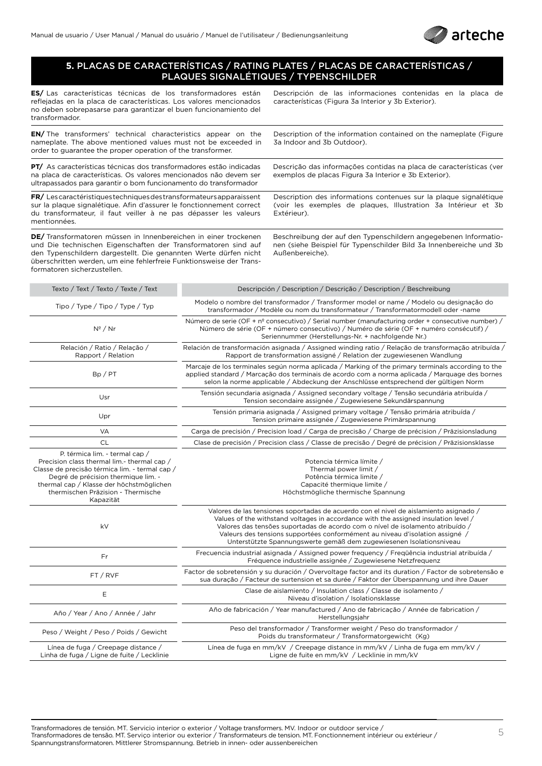## **5.** PLACAS DE CARACTERÍSTICAS / RATING PLATES / PLACAS DE CARACTERÍSTICAS / PLAQUES SIGNALÉTIQUES / TYPENSCHILDER

**ES/** Las características técnicas de los transformadores están reflejadas en la placa de características. Los valores mencionados no deben sobrepasarse para garantizar el buen funcionamiento del transformador.

Descripción de las informaciones contenidas en la placa de características (Figura 3a Interior y 3b Exterior).

**EN/** The transformers' technical characteristics appear on the nameplate. The above mentioned values must not be exceeded in order to guarantee the proper operation of the transformer.

Description of the information contained on the nameplate (Figure 3a Indoor and 3b Outdoor).

**PT/** As características técnicas dos transformadores estão indicadas na placa de características. Os valores mencionados não devem ser ultrapassados para garantir o bom funcionamento do transformador

Descrição das informações contidas na placa de características (ver exemplos de placas Figura 3a Interior e 3b Exterior).

**FR/** Les caractéristiques techniques des transformateurs apparaissent sur la plaque signalétique. Afin d'assurer le fonctionnement correct du transformateur, il faut veiller à ne pas dépasser les valeurs mentionnées.

Description des informations contenues sur la plaque signalétique (voir les exemples de plaques, Illustration 3a Intérieur et 3b Extérieur).

**DE/** Transformatoren müssen in Innenbereichen in einer trockenen und Die technischen Eigenschaften der Transformatoren sind auf den Typenschildern dargestellt. Die genannten Werte dürfen nicht überschritten werden, um eine fehlerfreie Funktionsweise der Transformatoren sicherzustellen.

Beschreibung der auf den Typenschildern angegebenen Informationen (siehe Beispiel für Typenschilder Bild 3a Innenbereiche und 3b Außenbereiche).

| Texto / Text / Texto / Texte / Text | Descripción / Description / Descrição / Description / Beschreibung |
|---|---|
| Tipo / Type / Tipo / Type / Typ | Modelo o nombre del transformador / Transformer model or name / Modelo ou designação do transformador / Modèle ou nom du transformateur / Transformatormodell oder -name |
| Nº / Nr | Número de serie (OF + nº consecutivo) / Serial number (manufacturing order + consecutive number) / Número de série (OF + número consecutivo) / Numéro de série (OF + numéro consécutif) / Seriennummer (Herstellungs-Nr. + nachfolgende Nr.) |
| Relación / Ratio / Relação / Rapport / Relation | Relación de transformación asignada / Assigned winding ratio / Relação de transformação atribuída / Rapport de transformation assigné / Relation der zugewiesenen Wandlung |
| Bp / PT | Marcaje de los terminales según norma aplicada / Marking of the primary terminals according to the applied standard / Marcação dos terminais de acordo com a norma aplicada / Marquage des bornes selon la norme applicable / Abdeckung der Anschlüsse entsprechend der gültigen Norm |
| Usr | Tensión secundaria asignada / Assigned secondary voltage / Tensão secundária atribuída / Tension secondaire assignée / Zugewiesene Sekundärspannung |
| Upr | Tensión primaria asignada / Assigned primary voltage / Tensão primária atribuída / Tension primaire assignée / Zugewiesene Primärspannung |
| VA | Carga de precisión / Precision load / Carga de precisão / Charge de précision / Präzisionsladung |
| CL | Clase de precisión / Precision class / Classe de precisão / Degré de précision / Präzisionsklasse |
| P. térmica lim. - termal cap / Precision class thermal lim.- thermal cap / Classe de precisão térmica lim. - termal cap / Degré de précision thermique lim. - thermal cap / Klasse der höchstmöglichen thermischen Präzision - Thermische Kapazität | Potencia térmica límite / Thermal power limit / Potência térmica limite / Capacité thermique limite / Höchstmögliche thermische Spannung |
| kV | Valores de las tensiones soportadas de acuerdo con el nivel de aislamiento asignado / Values of the withstand voltages in accordance with the assigned insulation level / Valores das tensões suportadas de acordo com o nível de isolamento atribuído / Valeurs des tensions supportées conformément au niveau d'isolation assigné / Unterstützte Spannungswerte gemäß dem zugewiesenen Isolationsniveau |
| Fr | Frecuencia industrial asignada / Assigned power frequency / Freqüência industrial atribuída / Fréquence industrielle assignée / Zugewiesene Netzfrequenz |
| FT / RVF | Factor de sobretensión y su duración / Overvoltage factor and its duration / Factor de sobretensão e sua duração / Facteur de surtension et sa durée / Faktor der Überspannung und ihre Dauer |
| E | Clase de aislamiento / Insulation class / Classe de isolamento / Niveau d'isolation / Isolationsklasse |
| Año / Year / Ano / Année / Jahr | Año de fabricación / Year manufactured / Ano de fabricação / Année de fabrication / Herstellungsjahr |
| Peso / Weight / Peso / Poids / Gewicht | Peso del transformador / Transformer weight / Peso do transformador / Poids du transformateur / Transformatorgewicht (Kg) |
| Línea de fuga / Creepage distance / Linha de fuga / Ligne de fuite / Lecklinie | Línea de fuga en mm/kV / Creepage distance in mm/kV / Linha de fuga em mm/kV / Ligne de fuite en mm/kV / Lecklinie in mm/kV |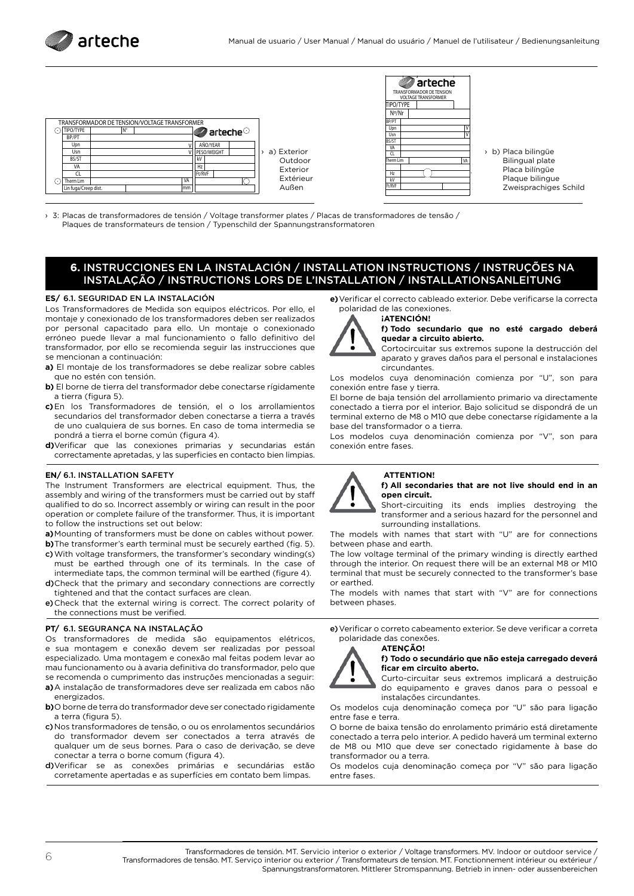| TRANSFORMADOR DE TENSION/VOLTAGE TRANSFORMER | | | |
|---|---|---|---|
| TIPO/TYPE | N° | arteche | |
| BP/PT | | | |
| Upn | V | AÑO/YEAR | |
| Usn | V | PESO/WEIGHT | |
| BS/ST | | kV | |
| VA | | Hz | |
| CL | | Ft/RVF | |
| Therm Lim | VA | | |
| Lin fuga/Creep dist. | mm | | |

› a) Exterior
Outdoor
Exterior
Extérieur
Außen

| arteche TRANSFORMADOR DE TENSION VOLTAGE TRANSFORMER | | |
|---|---|---|
| TIPO/TYPE | | |
| Nº/Nr | | |
| BP/PT | | |
| Upn | | V |
| Usn | | V |
| BS/ST | | |
| VA | | |
| CL | | |
| Therm Lim | | VA |
| Hz | | |
| kV | | |
| Ft/RVF | | |

› b) Placa bilingüe
Bilingual plate
Placa bilíngüe
Plaque bilingue
Zweisprachiges Schild

› 3: Placas de transformadores de tensión / Voltage transformer plates / Placas de transformadores de tensão / Plaques de transformateurs de tension / Typenschild der Spannungstransformatoren

## 6. INSTRUCCIONES EN LA INSTALACIÓN / INSTALLATION INSTRUCTIONS / INSTRUÇÕES NA INSTALAÇÃO / INSTRUCTIONS LORS DE L'INSTALLATION / INSTALLATIONSANLEITUNG

### ES/ 6.1. SEGURIDAD EN LA INSTALACIÓN

Los Transformadores de Medida son equipos eléctricos. Por ello, el montaje y conexionado de los transformadores deben ser realizados por personal capacitado para ello. Un montaje o conexionado erróneo puede llevar a mal funcionamiento o fallo definitivo del transformador, por ello se recomienda seguir las instrucciones que se mencionan a continuación:

**a)** El montaje de los transformadores se debe realizar sobre cables que no estén con tensión.

**b)** El borne de tierra del transformador debe conectarse rígidamente a tierra (figura 5).

**c)** En los Transformadores de tensión, el o los arrollamientos secundarios del transformador deben conectarse a tierra a través de uno cualquiera de sus bornes. En caso de toma intermedia se pondrá a tierra el borne común (figura 4).

**d)** Verificar que las conexiones primarias y secundarias están correctamente apretadas, y las superficies en contacto bien limpias.

**e)** Verificar el correcto cableado exterior. Debe verificarse la correcta polaridad de las conexiones.

**¡ATENCIÓN!**

**f) Todo secundario que no esté cargado deberá quedar a circuito abierto.**

Cortocircuitar sus extremos supone la destrucción del aparato y graves daños para el personal e instalaciones circundantes.

Los modelos cuya denominación comienza por "U", son para conexión entre fase y tierra.

El borne de baja tensión del arrollamiento primario va directamente conectado a tierra por el interior. Bajo solicitud se dispondrá de un terminal externo de M8 o M10 que debe conectarse rígidamente a la base del transformador o a tierra.

Los modelos cuya denominación comienza por "V", son para conexión entre fases.

### EN/ 6.1. INSTALLATION SAFETY

The Instrument Transformers are electrical equipment. Thus, the assembly and wiring of the transformers must be carried out by staff qualified to do so. Incorrect assembly or wiring can result in the poor operation or complete failure of the transformer. Thus, it is important to follow the instructions set out below:

**a)** Mounting of transformers must be done on cables without power.

**b)** The transformer's earth terminal must be securely earthed (fig. 5).

**c)** With voltage transformers, the transformer's secondary winding(s) must be earthed through one of its terminals. In the case of intermediate taps, the common terminal will be earthed (figure 4).

**d)** Check that the primary and secondary connections are correctly tightened and that the contact surfaces are clean.

**e)** Check that the external wiring is correct. The correct polarity of the connections must be verified.

**ATTENTION!**

**f) All secondaries that are not live should end in an open circuit.**

Short-circuiting its ends implies destroying the transformer and a serious hazard for the personnel and surrounding installations.

The models with names that start with "U" are for connections between phase and earth.

The low voltage terminal of the primary winding is directly earthed through the interior. On request there will be an external M8 or M10 terminal that must be securely connected to the transformer's base or earthed.

The models with names that start with "V" are for connections between phases.

### PT/ 6.1. SEGURANÇA NA INSTALAÇÃO

Os transformadores de medida são equipamentos elétricos, e sua montagem e conexão devem ser realizadas por pessoal especializado. Uma montagem e conexão mal feitas podem levar ao mau funcionamento ou à avaria definitiva do transformador, pelo que se recomenda o cumprimento das instruções mencionadas a seguir:

**a)** A instalação de transformadores deve ser realizada em cabos não energizados.

**b)** O borne de terra do transformador deve ser conectado rigidamente a terra (figura 5).

**c)** Nos transformadores de tensão, o ou os enrolamentos secundários do transformador devem ser conectados a terra através de qualquer um de seus bornes. Para o caso de derivação, se deve conectar a terra o borne comum (figura 4).

**d)** Verificar se as conexões primárias e secundárias estão corretamente apertadas e as superfícies em contato bem limpas.

**e)** Verificar o correto cabeamento exterior. Se deve verificar a correta polaridade das conexões.

**ATENÇÃO!**

**f) Todo o secundário que não esteja carregado deverá ficar em circuito aberto.**

Curto-circuitar seus extremos implicará a destruição do equipamento e graves danos para o pessoal e instalações circundantes.

Os modelos cuja denominação começa por "U" são para ligação entre fase e terra.

O borne de baixa tensão do enrolamento primário está diretamente conectado a terra pelo interior. A pedido haverá um terminal externo de M8 ou M10 que deve ser conectado rigidamente à base do transformador ou a terra.

Os modelos cuja denominação começa por "V" são para ligação entre fases.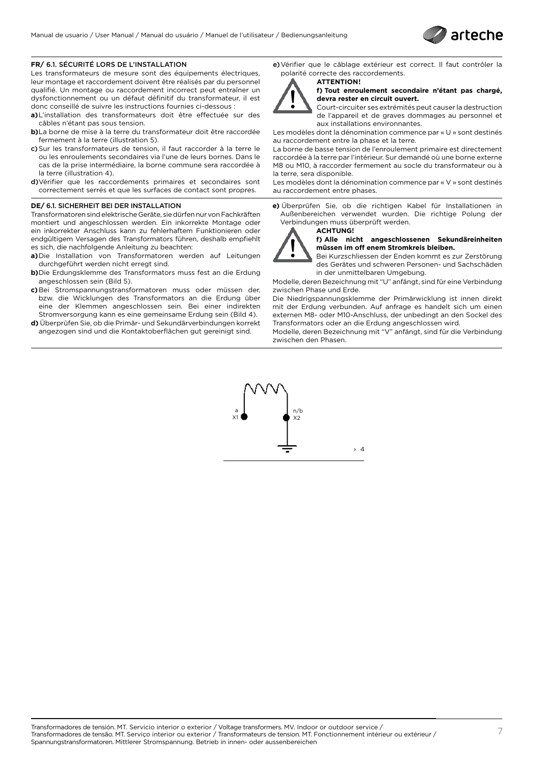**FR/** 6.1. SÉCURITÉ LORS DE L'INSTALLATION

Les transformateurs de mesure sont des équipements électriques, leur montage et raccordement doivent être réalisés par du personnel qualifié. Un montage ou raccordement incorrect peut entraîner un dysfonctionnement ou un défaut définitif du transformateur, il est donc conseillé de suivre les instructions fournies ci-dessous :

**a)** L'installation des transformateurs doit être effectuée sur des câbles n'étant pas sous tension.

**b)** La borne de mise à la terre du transformateur doit être raccordée fermement à la terre (illustration 5).

**c)** Sur les transformateurs de tension, il faut raccorder à la terre le ou les enroulements secondaires via l'une de leurs bornes. Dans le cas de la prise intermédiaire, la borne commune sera raccordée à la terre (illustration 4).

**d)** Vérifier que les raccordements primaires et secondaires sont correctement serrés et que les surfaces de contact sont propres.

**e)** Vérifier que le câblage extérieur est correct. Il faut contrôler la polarité correcte des raccordements.

**ATTENTION!**

**f) Tout enroulement secondaire n'étant pas chargé, devra rester en circuit ouvert.**

Court-circuiter ses extrémités peut causer la destruction de l'appareil et de graves dommages au personnel et aux installations environnantes.

Les modèles dont la dénomination commence par « U » sont destinés au raccordement entre la phase et la terre.

La borne de basse tension de l'enroulement primaire est directement raccordée à la terre par l'intérieur. Sur demandé où une borne externe M8 ou M10, à raccorder fermement au socle du transformateur ou à la terre, sera disponible.

Les modèles dont la dénomination commence par « V » sont destinés au raccordement entre phases.

**DE/** 6.1. SICHERHEIT BEI DER INSTALLATION

Transformatoren sind elektrische Geräte, sie dürfen nur von Fachkräften montiert und angeschlossen werden. Ein inkorrekte Montage oder ein inkorrekter Anschluss kann zu fehlerhaftem Funktionieren oder endgültigem Versagen des Transformators führen, deshalb empfiehlt es sich, die nachfolgende Anleitung zu beachten:

**a)** Die Installation von Transformatoren werden auf Leitungen durchgeführt werden nicht erregt sind.

**b)** Die Erdungsklemme des Transformators muss fest an die Erdung angeschlossen sein (Bild 5).

**c)** Bei Stromspannungstransformatoren muss oder müssen der, bzw. die Wicklungen des Transformators an die Erdung über eine der Klemmen angeschlossen sein. Bei einer indirekten Stromversorgung kann es eine gemeinsame Erdung sein (Bild 4).

**d)** Überprüfen Sie, ob die Primär- und Sekundärverbindungen korrekt angezogen sind und die Kontaktoberflächen gut gereinigt sind.

**e)** Überprüfen Sie, ob die richtigen Kabel für Installationen in Außenbereichen verwendet wurden. Die richtige Polung der Verbindungen muss überprüft werden.

**ACHTUNG!**

**f) Alle nicht angeschlossenen Sekundäreinheiten müssen im off enem Stromkreis bleiben.**

Bei Kurzschliessen der Enden kommt es zur Zerstörung des Gerätes und schweren Personen- und Sachschäden in der unmittelbaren Umgebung.

Modelle, deren Bezeichnung mit "U" anfängt, sind für eine Verbindung zwischen Phase und Erde.

Die Niedrigspannungsklemme der Primärwicklung ist innen direkt mit der Erdung verbunden. Auf anfrage es handelt sich um einen externen M8- oder M10-Anschluss, der unbedingt an den Sockel des Transformators oder an die Erdung angeschlossen wird.

Modelle, deren Bezeichnung mit "V" anfängt, sind für die Verbindung zwischen den Phasen.

a X1 — n/b X2

› 4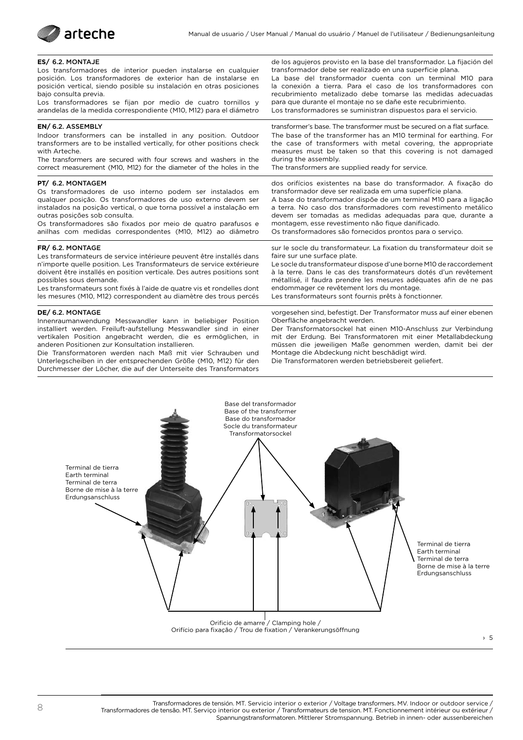**ES/ 6.2. MONTAJE**

Los transformadores de interior pueden instalarse en cualquier posición. Los transformadores de exterior han de instalarse en posición vertical, siendo posible su instalación en otras posiciones bajo consulta previa.

Los transformadores se fijan por medio de cuatro tornillos y arandelas de la medida correspondiente (M10, M12) para el diámetro de los agujeros provisto en la base del transformador. La fijación del transformador debe ser realizado en una superficie plana.

La base del transformador cuenta con un terminal M10 para la conexión a tierra. Para el caso de los transformadores con recubrimiento metalizado debe tomarse las medidas adecuadas para que durante el montaje no se dañe este recubrimiento.

Los transformadores se suministran dispuestos para el servicio.

**EN/ 6.2. ASSEMBLY**

Indoor transformers can be installed in any position. Outdoor transformers are to be installed vertically, for other positions check with Arteche.

The transformers are secured with four screws and washers in the correct measurement (M10, M12) for the diameter of the holes in the transformer's base. The transformer must be secured on a flat surface.

The base of the transformer has an M10 terminal for earthing. For the case of transformers with metal covering, the appropriate measures must be taken so that this covering is not damaged during the assembly.

The transformers are supplied ready for service.

**PT/ 6.2. MONTAGEM**

Os transformadores de uso interno podem ser instalados em qualquer posição. Os transformadores de uso externo devem ser instalados na posição vertical, o que torna possível a instalação em outras posições sob consulta.

Os transformadores são fixados por meio de quatro parafusos e anilhas com medidas correspondentes (M10, M12) ao diâmetro dos orifícios existentes na base do transformador. A fixação do transformador deve ser realizada em uma superfície plana.

A base do transformador dispõe de um terminal M10 para a ligação a terra. No caso dos transformadores com revestimento metálico devem ser tomadas as medidas adequadas para que, durante a montagem, esse revestimento não fique danificado.

Os transformadores são fornecidos prontos para o serviço.

**FR/ 6.2. MONTAGE**

Les transformateurs de service intérieure peuvent être installés dans n'importe quelle position. Les Transformateurs de service extérieure doivent être installés en position verticale. Des autres positions sont possibles sous demande.

Les transformateurs sont fixés à l'aide de quatre vis et rondelles dont les mesures (M10, M12) correspondent au diamètre des trous percés sur le socle du transformateur. La fixation du transformateur doit se faire sur une surface plate.

Le socle du transformateur dispose d'une borne M10 de raccordement à la terre. Dans le cas des transformateurs dotés d'un revêtement métallisé, il faudra prendre les mesures adéquates afin de ne pas endommager ce revêtement lors du montage.

Les transformateurs sont fournis prêts à fonctionner.

**DE/ 6.2. MONTAGE**

Innenraumanwendung Messwandler kann in beliebiger Position installiert werden. Freiluft-aufstellung Messwandler sind in einer vertikalen Position angebracht werden, die es ermöglichen, in anderen Positionen zur Konsultation installieren.

Die Transformatoren werden nach Maß mit vier Schrauben und Unterlegscheiben in der entsprechenden Größe (M10, M12) für den Durchmesser der Löcher, die auf der Unterseite des Transformators vorgesehen sind, befestigt. Der Transformator muss auf einer ebenen Oberfläche angebracht werden.

Der Transformatorsockel hat einen M10-Anschluss zur Verbindung mit der Erdung. Bei Transformatoren mit einer Metallabdeckung müssen die jeweiligen Maße genommen werden, damit bei der Montage die Abdeckung nicht beschädigt wird.

Die Transformatoren werden betriebsbereit geliefert.

Base del transformador / Base of the transformer / Base do transformador / Socle du transformateur / Transformatorsockel

Terminal de tierra / Earth terminal / Terminal de terra / Borne de mise à la terre / Erdungsanschluss

Orificio de amarre / Clamping hole / Orifício para fixação / Trou de fixation / Verankerungsöffnung

› 5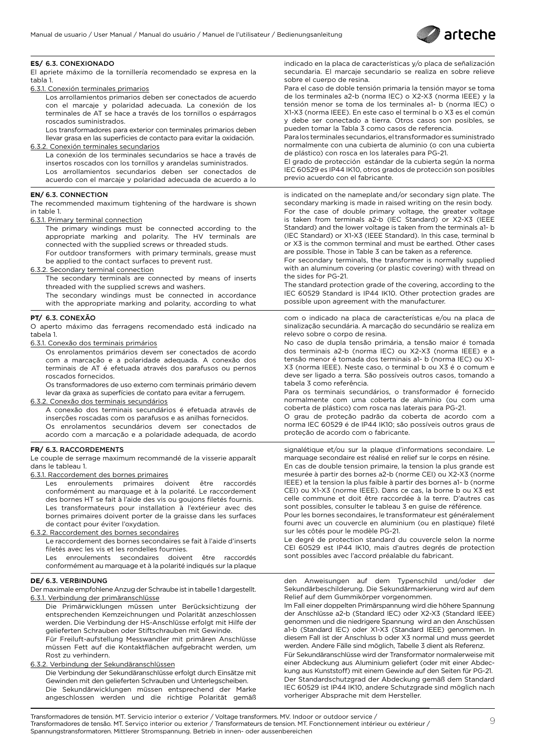## ES/ 6.3. CONEXIONADO

El apriete máximo de la tornillería recomendado se expresa en la tabla 1.

6.3.1. Conexión terminales primarios

Los arrollamientos primarios deben ser conectados de acuerdo con el marcaje y polaridad adecuada. La conexión de los terminales de AT se hace a través de los tornillos o espárragos roscados suministrados.

Los transformadores para exterior con terminales primarios deben llevar grasa en las superficies de contacto para evitar la oxidación.

6.3.2. Conexión terminales secundarios

La conexión de los terminales secundarios se hace a través de insertos roscados con los tornillos y arandelas suministrados.

Los arrollamientos secundarios deben ser conectados de acuerdo con el marcaje y polaridad adecuada de acuerdo a lo indicado en la placa de características y/o placa de señalización secundaria. El marcaje secundario se realiza en sobre relieve sobre el cuerpo de resina.

Para el caso de doble tensión primaria la tensión mayor se toma de los terminales a2-b (norma IEC) o X2-X3 (norma IEEE) y la tensión menor se toma de los terminales a1- b (norma IEC) o X1-X3 (norma IEEE). En este caso el terminal b o X3 es el común y debe ser conectado a tierra. Otros casos son posibles, se pueden tomar la Tabla 3 como casos de referencia.

Para los terminales secundarios, el transformador es suministrado normalmente con una cubierta de aluminio (o con una cubierta de plástico) con rosca en los laterales para PG-21.

El grado de protección estándar de la cubierta según la norma IEC 60529 es IP44 IK10, otros grados de protección son posibles previo acuerdo con el fabricante.

## EN/ 6.3. CONNECTION

The recommended maximum tightening of the hardware is shown in table 1.

6.3.1. Primary terminal connection

The primary windings must be connected according to the appropriate marking and polarity. The HV terminals are connected with the supplied screws or threaded studs.

For outdoor transformers with primary terminals, grease must be applied to the contact surfaces to prevent rust.

6.3.2. Secondary terminal connection

The secondary terminals are connected by means of inserts threaded with the supplied screws and washers.

The secondary windings must be connected in accordance with the appropriate marking and polarity, according to what is indicated on the nameplate and/or secondary sign plate. The secondary marking is made in raised writing on the resin body.

For the case of double primary voltage, the greater voltage is taken from terminals a2-b (IEC Standard) or X2-X3 (IEEE Standard) and the lower voltage is taken from the terminals a1- b (IEC Standard) or X1-X3 (IEEE Standard). In this case, terminal b or X3 is the common terminal and must be earthed. Other cases are possible. Those in Table 3 can be taken as a reference.

For secondary terminals, the transformer is normally supplied with an aluminum covering (or plastic covering) with thread on the sides for PG-21.

The standard protection grade of the covering, according to the IEC 60529 Standard is IP44 IK10. Other protection grades are possible upon agreement with the manufacturer.

## PT/ 6.3. CONEXÃO

O aperto máximo das ferragens recomendado está indicado na tabela 1.

6.3.1. Conexão dos terminais primários

Os enrolamentos primários devem ser conectados de acordo com a marcação e a polaridade adequada. A conexão dos terminais de AT é efetuada através dos parafusos ou pernos roscados fornecidos.

Os transformadores de uso externo com terminais primário devem levar da graxa as superfícies de contato para evitar a ferrugem.

6.3.2. Conexão dos terminais secundários

A conexão dos terminais secundários é efetuada através de inserções roscadas com os parafusos e as anilhas fornecidos.

Os enrolamentos secundários devem ser conectados de acordo com a marcação e a polaridade adequada, de acordo com o indicado na placa de características e/ou na placa de sinalização secundária. A marcação do secundário se realiza em relevo sobre o corpo de resina.

No caso de dupla tensão primária, a tensão maior é tomada dos terminais a2-b (norma IEC) ou X2-X3 (norma IEEE) e a tensão menor é tomada dos terminais a1- b (norma IEC) ou X1-X3 (norma IEEE). Neste caso, o terminal b ou X3 é o comum e deve ser ligado a terra. São possíveis outros casos, tomando a tabela 3 como referência.

Para os terminais secundários, o transformador é fornecido normalmente com uma coberta de alumínio (ou com uma coberta de plástico) com rosca nas laterais para PG-21.

O grau de proteção padrão da coberta de acordo com a norma IEC 60529 é de IP44 IK10; são possíveis outros graus de proteção de acordo com o fabricante.

## FR/ 6.3. RACCORDEMENTS

Le couple de serrage maximum recommandé de la visserie apparaît dans le tableau 1.

6.3.1. Raccordement des bornes primaires

Les enroulements primaires doivent être raccordés conformément au marquage et à la polarité. Le raccordement des bornes HT se fait à l'aide des vis ou goujons filetés fournis.

Les transformateurs pour installation à l'extérieur avec des bornes primaires doivent porter de la graisse dans les surfaces de contact pour éviter l'oxydation.

6.3.2. Raccordement des bornes secondaires

Le raccordement des bornes secondaires se fait à l'aide d'inserts filetés avec les vis et les rondelles fournies.

Les enroulements secondaires doivent être raccordés conformément au marquage et à la polarité indiqués sur la plaque signalétique et/ou sur la plaque d'informations secondaire. Le marquage secondaire est réalisé en relief sur le corps en résine.

En cas de double tension primaire, la tension la plus grande est mesurée à partir des bornes a2-b (norme CEI) ou X2-X3 (norme IEEE) et la tension la plus faible à partir des bornes a1- b (norme CEI) ou X1-X3 (norme IEEE). Dans ce cas, la borne b ou X3 est celle commune et doit être raccordée à la terre. D'autres cas sont possibles, consulter le tableau 3 en guise de référence.

Pour les bornes secondaires, le transformateur est généralement fourni avec un couvercle en aluminium (ou en plastique) fileté sur les côtés pour le modèle PG-21.

Le degré de protection standard du couvercle selon la norme CEI 60529 est IP44 IK10, mais d'autres degrés de protection sont possibles avec l'accord préalable du fabricant.

## DE/ 6.3. VERBINDUNG

Der maximale empfohlene Anzug der Schraube ist in tabelle 1 dargestellt.

6.3.1. Verbindung der primäranschlüsse

Die Primärwicklungen müssen unter Berücksichtigung der entsprechenden Kemzeichnungen und Polarität anzeschlossen werden. Die Verbindung der HS-Anschlüsse erfolgt mit Hilfe der gelieferten Schrauben oder Stiftschrauben mit Gewinde.

Für Freiluft-aufstellung Messwandler mit primären Anschlüsse müssen Fett auf die Kontaktflächen aufgebracht werden, um Rost zu verhindern.

6.3.2. Verbindung der Sekundäranschlüssen

Die Verbindung der Sekundäranschlüsse erfolgt durch Einsätze mit Gewinden mit den gelieferten Schrauben und Unterlegscheiben.

Die Sekundärwicklungen müssen entsprechend der Marke angeschlossen werden und die richtige Polarität gemäß den Anweisungen auf dem Typenschild und/oder der Sekundärbeschilderung. Die Sekundärmarkierung wird auf dem Relief auf dem Gummikörper vorgenommen.

Im Fall einer doppelten Primärspannung wird die höhere Spannung der Anschlüsse a2-b (Standard IEC) oder X2-X3 (Standard IEEE) genommen und die niedrigere Spannung wird an den Anschüssen a1-b (Standard IEC) oder X1-X3 (Standard IEEE) genommen. In diesem Fall ist der Anschluss b oder X3 normal und muss geerdet werden. Andere Fälle sind möglich, Tabelle 3 dient als Referenz.

Für Sekundäranschlüsse wird der Transformator normalerweise mit einer Abdeckung aus Aluminium geliefert (oder mit einer Abdeckung aus Kunststoff) mit einem Gewinde auf den Seiten für PG-21.

Der Standardschutzgrad der Abdeckung gemäß dem Standard IEC 60529 ist IP44 IK10, andere Schutzgrade sind möglich nach vorheriger Absprache mit dem Hersteller.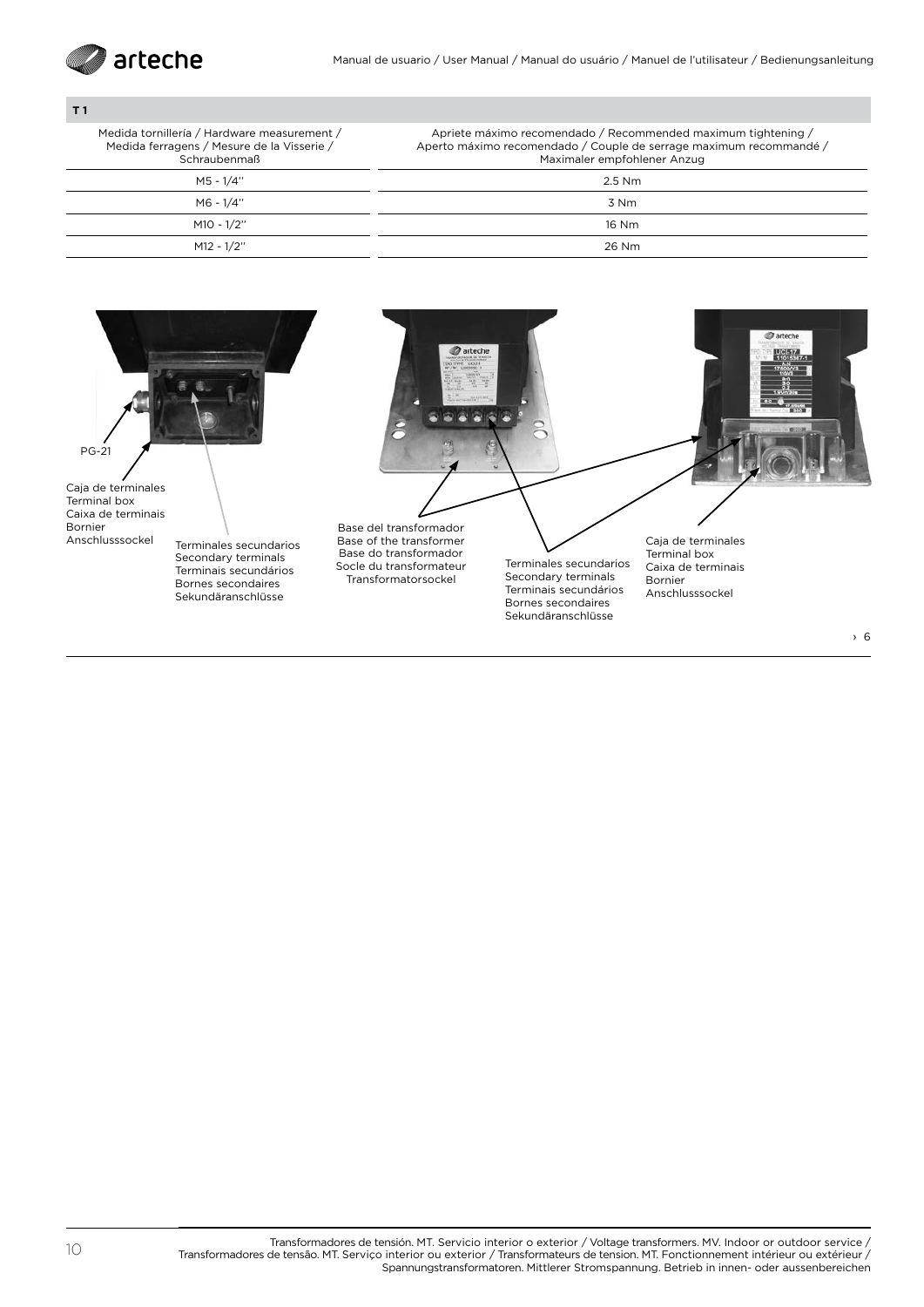**T 1**

| Medida tornillería / Hardware measurement / Medida ferragens / Mesure de la Visserie / Schraubenmaß | Apriete máximo recomendado / Recommended maximum tightening / Aperto máximo recomendado / Couple de serrage maximum recommandé / Maximaler empfohlener Anzug |
|---|---|
| M5 - 1/4'' | 2.5 Nm |
| M6 - 1/4'' | 3 Nm |
| M10 - 1/2'' | 16 Nm |
| M12 - 1/2'' | 26 Nm |

PG-21

Caja de terminales
Terminal box
Caixa de terminais
Bornier
Anschlusssockel

Terminales secundarios
Secondary terminals
Terminais secundários
Bornes secondaires
Sekundäranschlüsse

Base del transformador
Base of the transformer
Base do transformador
Socle du transformateur
Transformatorsockel

Terminales secundarios
Secondary terminals
Terminais secundários
Bornes secondaires
Sekundäranschlüsse

Caja de terminales
Terminal box
Caixa de terminais
Bornier
Anschlusssockel

› 6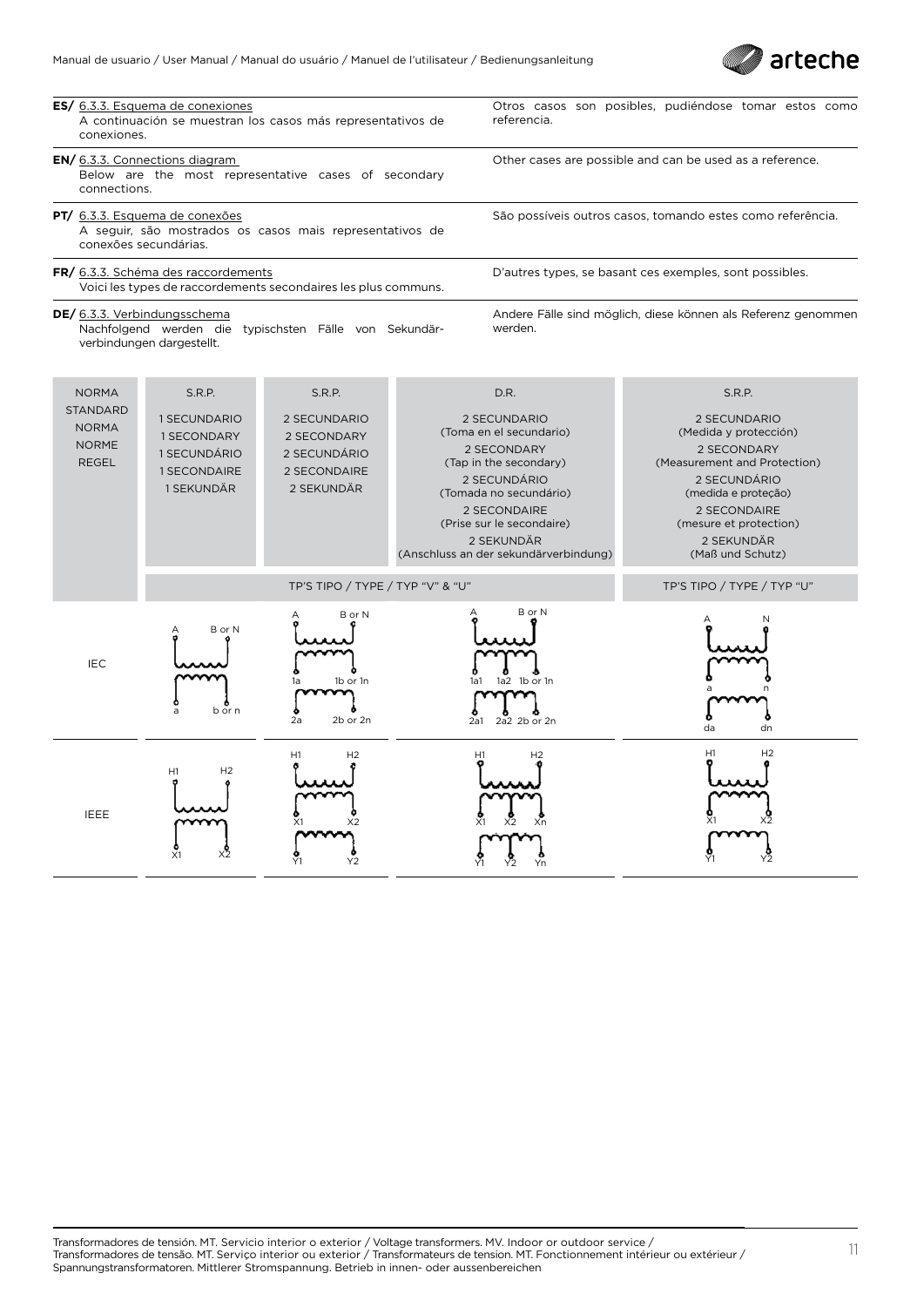**ES/** 6.3.3. Esquema de conexiones
A continuación se muestran los casos más representativos de conexiones.

Otros casos son posibles, pudiéndose tomar estos como referencia.

**EN/** 6.3.3. Connections diagram
Below are the most representative cases of secondary connections.

Other cases are possible and can be used as a reference.

**PT/** 6.3.3. Esquema de conexões
A seguir, são mostrados os casos mais representativos de conexões secundárias.

São possíveis outros casos, tomando estes como referência.

**FR/** 6.3.3. Schéma des raccordements
Voici les types de raccordements secondaires les plus communs.

D'autres types, se basant ces exemples, sont possibles.

**DE/** 6.3.3. Verbindungsschema
Nachfolgend werden die typischsten Fälle von Sekundärverbindungen dargestellt.

Andere Fälle sind möglich, diese können als Referenz genommen werden.

| NORMA / STANDARD / NORMA / NORME / REGEL | S.R.P. 1 SECUNDARIO / 1 SECONDARY / 1 SECUNDÁRIO / 1 SECONDAIRE / 1 SEKUNDÄR | S.R.P. 2 SECUNDARIO / 2 SECONDARY / 2 SECUNDÁRIO / 2 SECONDAIRE / 2 SEKUNDÄR | D.R. 2 SECUNDARIO (Toma en el secundario) / 2 SECONDARY (Tap in the secondary) / 2 SECUNDÁRIO (Tomada no secundário) / 2 SECONDAIRE (Prise sur le secondaire) / 2 SEKUNDÄR (Anschluss an der sekundärverbindung) | S.R.P. 2 SECUNDARIO (Medida y protección) / 2 SECONDARY (Measurement and Protection) / 2 SECUNDÁRIO (medida e proteção) / 2 SECONDAIRE (mesure et protection) / 2 SEKUNDÄR (Maß und Schutz) |
|---|---|---|---|---|
| | TP'S TIPO / TYPE / TYP "V" & "U" | | | TP'S TIPO / TYPE / TYP "U" |
| IEC | A, B or N / a, b or n | A, B or N / 1a, 1b or 1n / 2a, 2b or 2n | A, B or N / 1a1, 1a2, 1b or 1n / 2a1, 2a2, 2b or 2n | A, N / a, n / da, dn |
| IEEE | H1, H2 / X1, X2 | H1, H2 / X1, X2 / Y1, Y2 | H1, H2 / X1, X2, Xn / Y1, Y2, Yn | H1, H2 / X1, X2 / Y1, Y2 |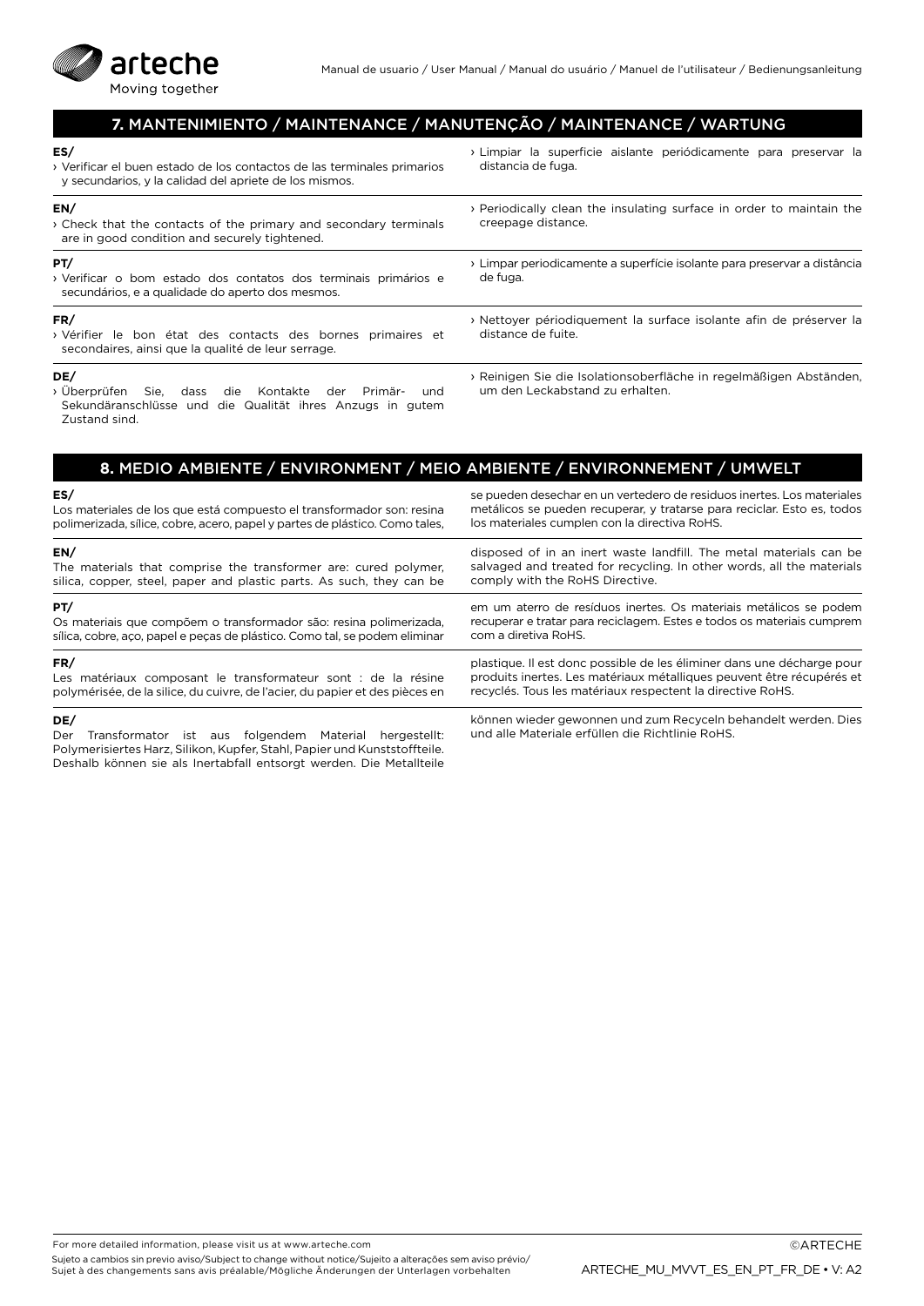## 7. MANTENIMIENTO / MAINTENANCE / MANUTENÇÃO / MAINTENANCE / WARTUNG

**ES/**

- Verificar el buen estado de los contactos de las terminales primarios y secundarios, y la calidad del apriete de los mismos.
- Limpiar la superficie aislante periódicamente para preservar la distancia de fuga.

**EN/**

- Check that the contacts of the primary and secondary terminals are in good condition and securely tightened.
- Periodically clean the insulating surface in order to maintain the creepage distance.

**PT/**

- Verificar o bom estado dos contatos dos terminais primários e secundários, e a qualidade do aperto dos mesmos.
- Limpar periodicamente a superfície isolante para preservar a distância de fuga.

**FR/**

- Vérifier le bon état des contacts des bornes primaires et secondaires, ainsi que la qualité de leur serrage.
- Nettoyer périodiquement la surface isolante afin de préserver la distance de fuite.

**DE/**

- Überprüfen Sie, dass die Kontakte der Primär- und Sekundäranschlüsse und die Qualität ihres Anzugs in gutem Zustand sind.
- Reinigen Sie die Isolationsoberfläche in regelmäßigen Abständen, um den Leckabstand zu erhalten.

## 8. MEDIO AMBIENTE / ENVIRONMENT / MEIO AMBIENTE / ENVIRONNEMENT / UMWELT

**ES/**

Los materiales de los que está compuesto el transformador son: resina polimerizada, sílice, cobre, acero, papel y partes de plástico. Como tales, se pueden desechar en un vertedero de residuos inertes. Los materiales metálicos se pueden recuperar, y tratarse para reciclar. Esto es, todos los materiales cumplen con la directiva RoHS.

**EN/**

The materials that comprise the transformer are: cured polymer, silica, copper, steel, paper and plastic parts. As such, they can be disposed of in an inert waste landfill. The metal materials can be salvaged and treated for recycling. In other words, all the materials comply with the RoHS Directive.

**PT/**

Os materiais que compõem o transformador são: resina polimerizada, sílica, cobre, aço, papel e peças de plástico. Como tal, se podem eliminar em um aterro de resíduos inertes. Os materiais metálicos se podem recuperar e tratar para reciclagem. Estes e todos os materiais cumprem com a diretiva RoHS.

**FR/**

Les matériaux composant le transformateur sont : de la résine polymérisée, de la silice, du cuivre, de l'acier, du papier et des pièces en plastique. Il est donc possible de les éliminer dans une décharge pour produits inertes. Les matériaux métalliques peuvent être récupérés et recyclés. Tous les matériaux respectent la directive RoHS.

**DE/**

Der Transformator ist aus folgendem Material hergestellt: Polymerisiertes Harz, Silikon, Kupfer, Stahl, Papier und Kunststoffteile. Deshalb können sie als Inertabfall entsorgt werden. Die Metallteile können wieder gewonnen und zum Recyceln behandelt werden. Dies und alle Materiale erfüllen die Richtlinie RoHS.

For more detailed information, please visit us at www.arteche.com

Sujeto a cambios sin previo aviso/Subject to change without notice/Sujeito a alterações sem aviso prévio/
Sujet à des changements sans avis préalable/Mögliche Änderungen der Unterlagen vorbehalten

©ARTECHE

ARTECHE_MU_MVVT_ES_EN_PT_FR_DE • V: A2